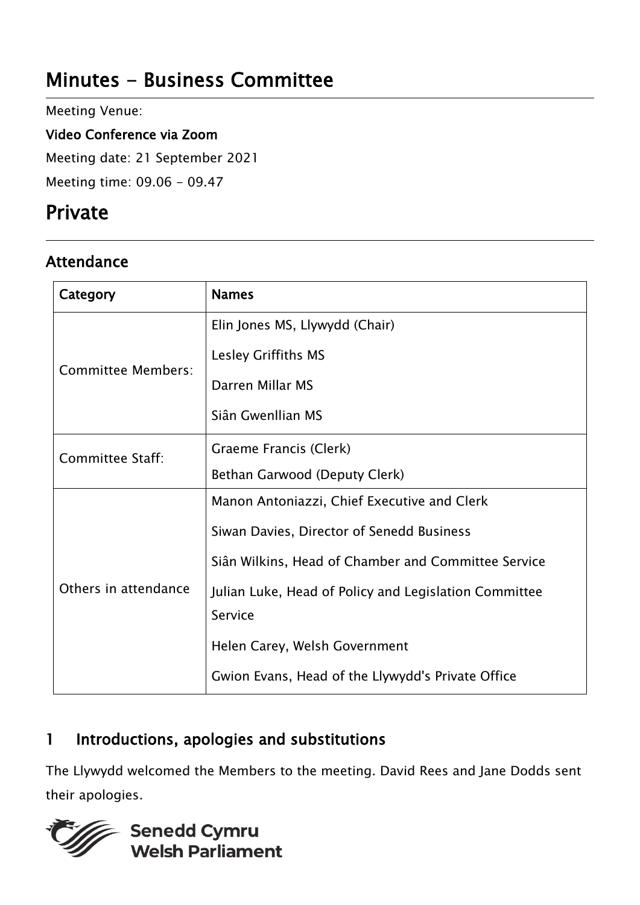# Minutes - Business Committee

Meeting Venue:

**Video Conference via Zoom**

Meeting date: 21 September 2021

Meeting time: 09.06 - 09.47

# Private

## Attendance

| Category | Names |
|---|---|
| Committee Members: | Elin Jones MS, Llywydd (Chair)<br>Lesley Griffiths MS<br>Darren Millar MS<br>Siân Gwenllian MS |
| Committee Staff: | Graeme Francis (Clerk)<br>Bethan Garwood (Deputy Clerk) |
| Others in attendance | Manon Antoniazzi, Chief Executive and Clerk<br>Siwan Davies, Director of Senedd Business<br>Siân Wilkins, Head of Chamber and Committee Service<br>Julian Luke, Head of Policy and Legislation Committee Service<br>Helen Carey, Welsh Government<br>Gwion Evans, Head of the Llywydd's Private Office |

## 1 Introductions, apologies and substitutions

The Llywydd welcomed the Members to the meeting. David Rees and Jane Dodds sent their apologies.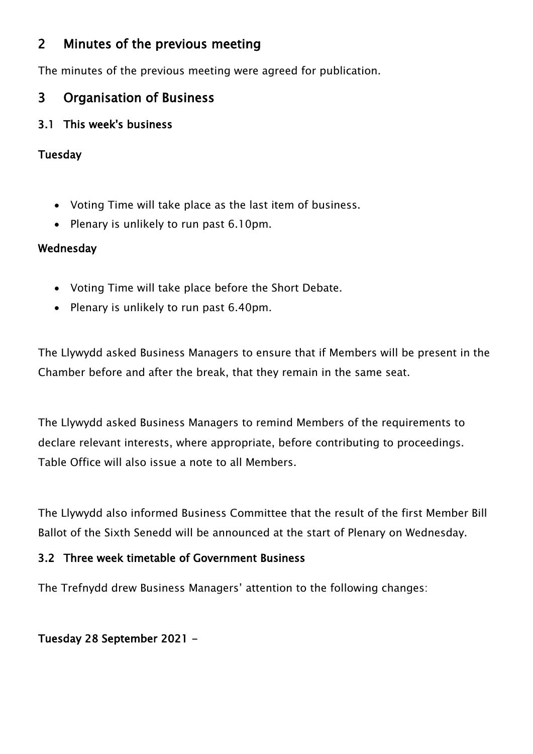## 2 Minutes of the previous meeting

The minutes of the previous meeting were agreed for publication.

## 3 Organisation of Business

### 3.1 This week's business

**Tuesday**

- Voting Time will take place as the last item of business.
- Plenary is unlikely to run past 6.10pm.

**Wednesday**

- Voting Time will take place before the Short Debate.
- Plenary is unlikely to run past 6.40pm.

The Llywydd asked Business Managers to ensure that if Members will be present in the Chamber before and after the break, that they remain in the same seat.

The Llywydd asked Business Managers to remind Members of the requirements to declare relevant interests, where appropriate, before contributing to proceedings. Table Office will also issue a note to all Members.

The Llywydd also informed Business Committee that the result of the first Member Bill Ballot of the Sixth Senedd will be announced at the start of Plenary on Wednesday.

### 3.2 Three week timetable of Government Business

The Trefnydd drew Business Managers' attention to the following changes:

**Tuesday 28 September 2021 -**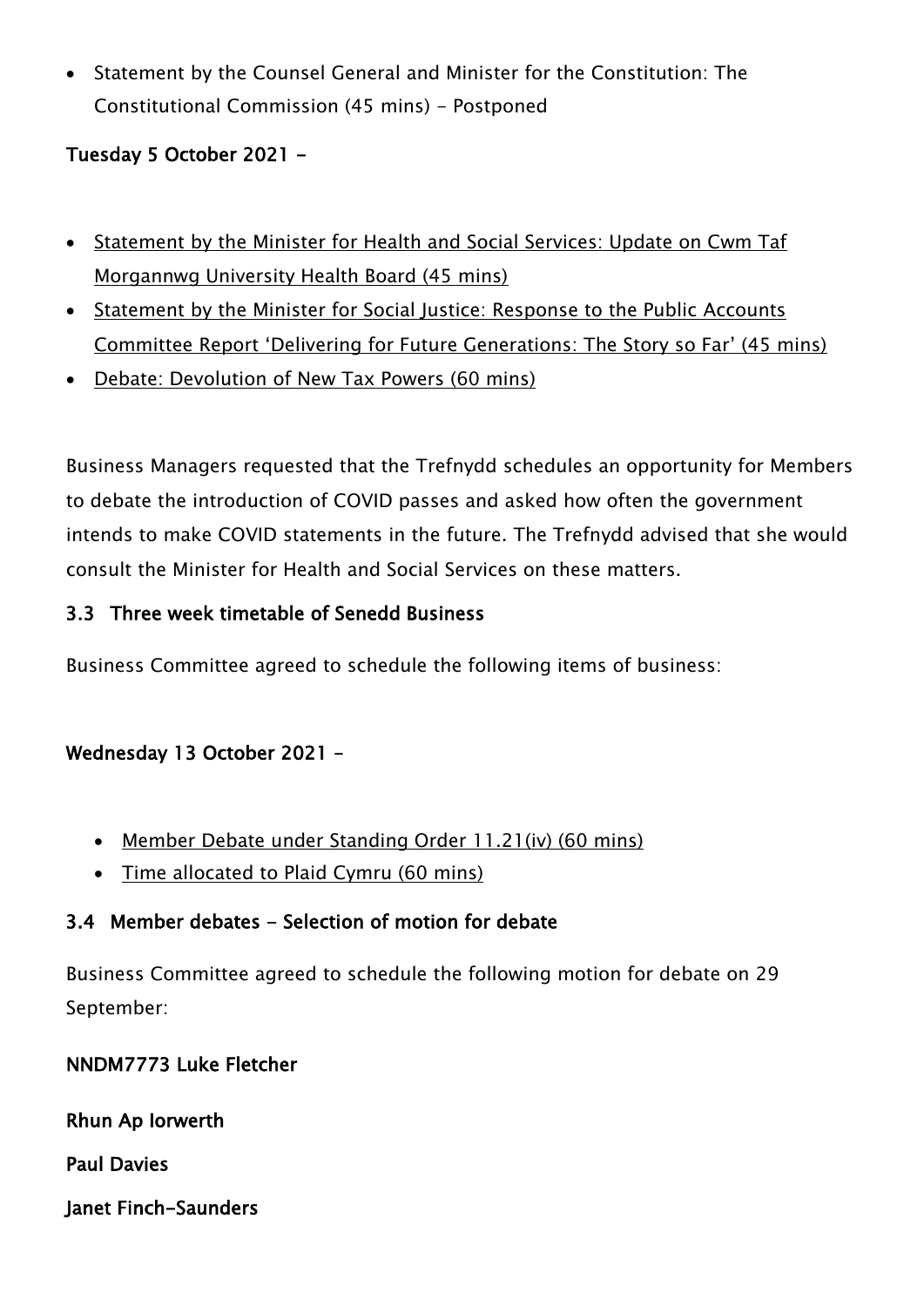- Statement by the Counsel General and Minister for the Constitution: The Constitutional Commission (45 mins) - Postponed

**Tuesday 5 October 2021 -**

- Statement by the Minister for Health and Social Services: Update on Cwm Taf Morgannwg University Health Board (45 mins)
- Statement by the Minister for Social Justice: Response to the Public Accounts Committee Report 'Delivering for Future Generations: The Story so Far' (45 mins)
- Debate: Devolution of New Tax Powers (60 mins)

Business Managers requested that the Trefnydd schedules an opportunity for Members to debate the introduction of COVID passes and asked how often the government intends to make COVID statements in the future. The Trefnydd advised that she would consult the Minister for Health and Social Services on these matters.

### 3.3 Three week timetable of Senedd Business

Business Committee agreed to schedule the following items of business:

**Wednesday 13 October 2021 –**

- Member Debate under Standing Order 11.21(iv) (60 mins)
- Time allocated to Plaid Cymru (60 mins)

### 3.4 Member debates - Selection of motion for debate

Business Committee agreed to schedule the following motion for debate on 29 September:

**NNDM7773 Luke Fletcher**

**Rhun Ap Iorwerth**

**Paul Davies**

**Janet Finch-Saunders**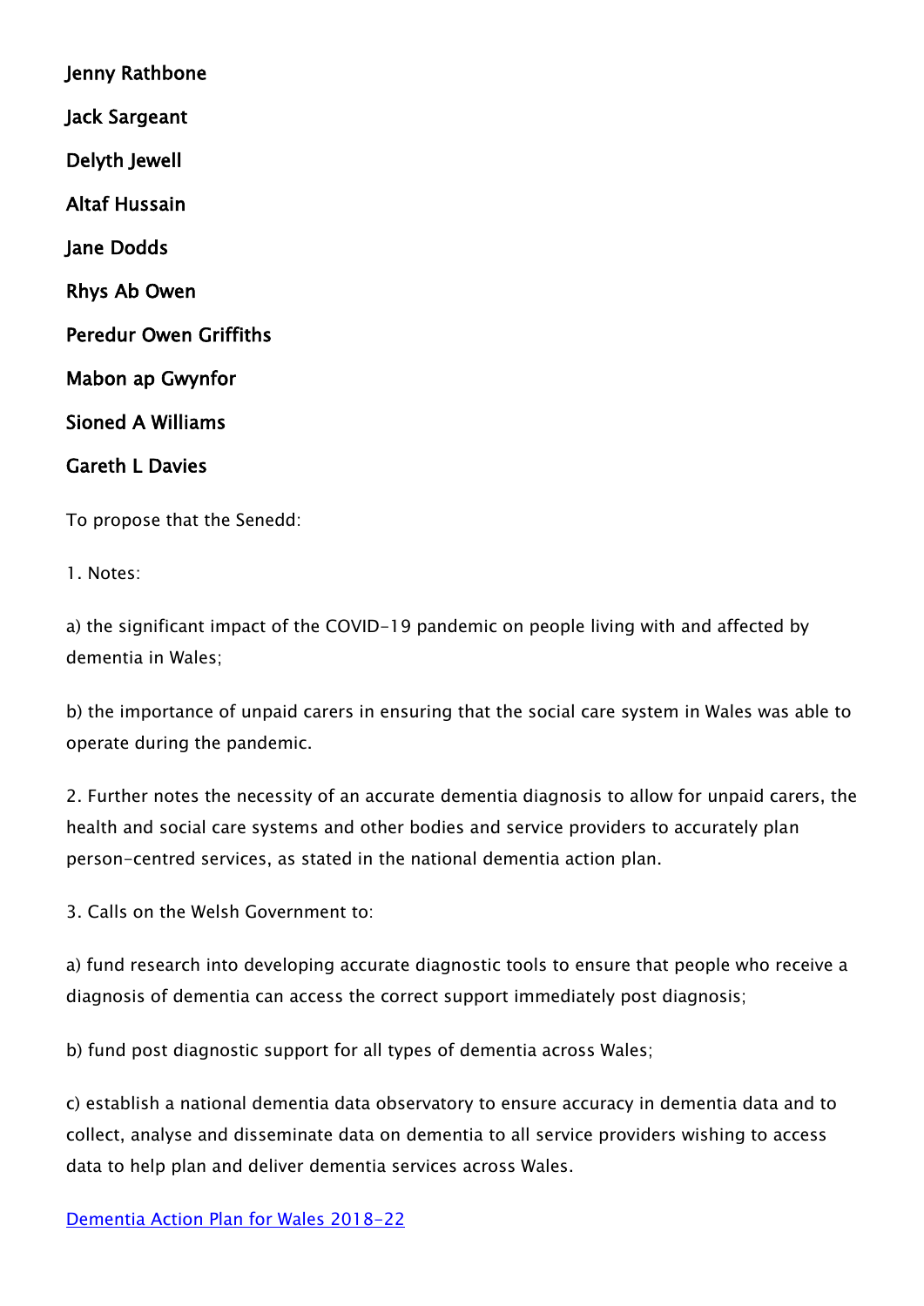**Jenny Rathbone**

**Jack Sargeant**

**Delyth Jewell**

**Altaf Hussain**

**Jane Dodds**

**Rhys Ab Owen**

**Peredur Owen Griffiths**

**Mabon ap Gwynfor**

**Sioned A Williams**

**Gareth L Davies**

To propose that the Senedd:

1. Notes:

a) the significant impact of the COVID-19 pandemic on people living with and affected by dementia in Wales;

b) the importance of unpaid carers in ensuring that the social care system in Wales was able to operate during the pandemic.

2. Further notes the necessity of an accurate dementia diagnosis to allow for unpaid carers, the health and social care systems and other bodies and service providers to accurately plan person-centred services, as stated in the national dementia action plan.

3. Calls on the Welsh Government to:

a) fund research into developing accurate diagnostic tools to ensure that people who receive a diagnosis of dementia can access the correct support immediately post diagnosis;

b) fund post diagnostic support for all types of dementia across Wales;

c) establish a national dementia data observatory to ensure accuracy in dementia data and to collect, analyse and disseminate data on dementia to all service providers wishing to access data to help plan and deliver dementia services across Wales.

Dementia Action Plan for Wales 2018-22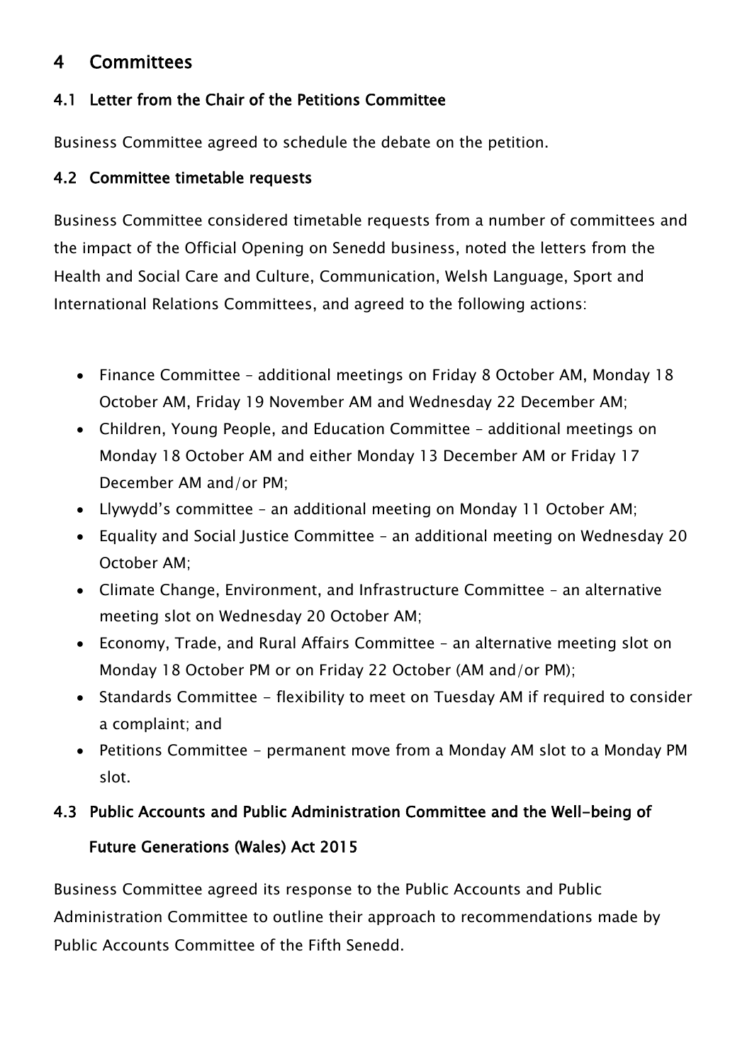## 4 Committees

### 4.1 Letter from the Chair of the Petitions Committee

Business Committee agreed to schedule the debate on the petition.

### 4.2 Committee timetable requests

Business Committee considered timetable requests from a number of committees and the impact of the Official Opening on Senedd business, noted the letters from the Health and Social Care and Culture, Communication, Welsh Language, Sport and International Relations Committees, and agreed to the following actions:

- Finance Committee – additional meetings on Friday 8 October AM, Monday 18 October AM, Friday 19 November AM and Wednesday 22 December AM;
- Children, Young People, and Education Committee – additional meetings on Monday 18 October AM and either Monday 13 December AM or Friday 17 December AM and/or PM;
- Llywydd's committee – an additional meeting on Monday 11 October AM;
- Equality and Social Justice Committee – an additional meeting on Wednesday 20 October AM;
- Climate Change, Environment, and Infrastructure Committee – an alternative meeting slot on Wednesday 20 October AM;
- Economy, Trade, and Rural Affairs Committee – an alternative meeting slot on Monday 18 October PM or on Friday 22 October (AM and/or PM);
- Standards Committee - flexibility to meet on Tuesday AM if required to consider a complaint; and
- Petitions Committee - permanent move from a Monday AM slot to a Monday PM slot.

### 4.3 Public Accounts and Public Administration Committee and the Well-being of Future Generations (Wales) Act 2015

Business Committee agreed its response to the Public Accounts and Public Administration Committee to outline their approach to recommendations made by Public Accounts Committee of the Fifth Senedd.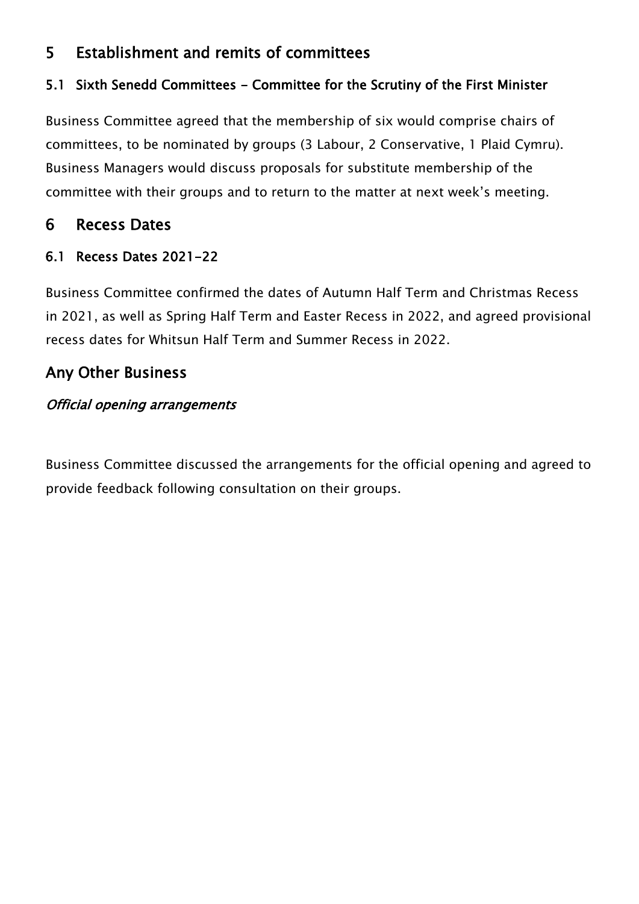## 5 Establishment and remits of committees

### 5.1 Sixth Senedd Committees - Committee for the Scrutiny of the First Minister

Business Committee agreed that the membership of six would comprise chairs of committees, to be nominated by groups (3 Labour, 2 Conservative, 1 Plaid Cymru). Business Managers would discuss proposals for substitute membership of the committee with their groups and to return to the matter at next week's meeting.

## 6 Recess Dates

### 6.1 Recess Dates 2021-22

Business Committee confirmed the dates of Autumn Half Term and Christmas Recess in 2021, as well as Spring Half Term and Easter Recess in 2022, and agreed provisional recess dates for Whitsun Half Term and Summer Recess in 2022.

## Any Other Business

*Official opening arrangements*

Business Committee discussed the arrangements for the official opening and agreed to provide feedback following consultation on their groups.